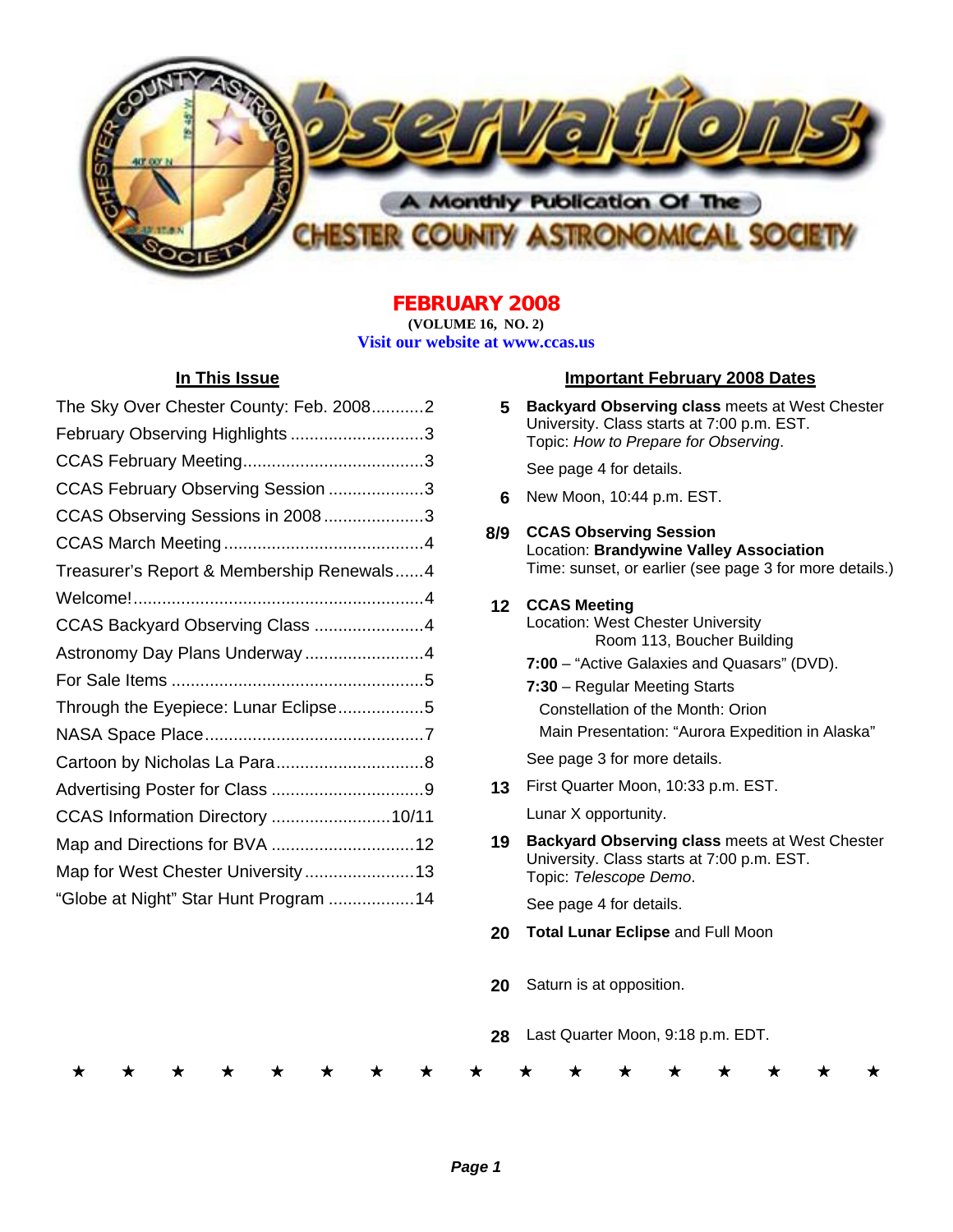# Observations

A Monthly Publication Of The Chester County Astronomical Society

## FEBRUARY 2008

**(VOLUME 16, NO. 2)**

Visit our website at www.ccas.us

### In This Issue

- The Sky Over Chester County: Feb. 2008 ........... 2
- February Observing Highlights ........... 3
- CCAS February Meeting ........... 3
- CCAS February Observing Session ........... 3
- CCAS Observing Sessions in 2008 ........... 3
- CCAS March Meeting ........... 4
- Treasurer's Report & Membership Renewals ...... 4
- Welcome! ........... 4
- CCAS Backyard Observing Class ........... 4
- Astronomy Day Plans Underway ........... 4
- For Sale Items ........... 5
- Through the Eyepiece: Lunar Eclipse ........... 5
- NASA Space Place ........... 7
- Cartoon by Nicholas La Para ........... 8
- Advertising Poster for Class ........... 9
- CCAS Information Directory ........... 10/11
- Map and Directions for BVA ........... 12
- Map for West Chester University ........... 13
- "Globe at Night" Star Hunt Program ........... 14

### Important February 2008 Dates

**5** **Backyard Observing class** meets at West Chester University. Class starts at 7:00 p.m. EST.
Topic: *How to Prepare for Observing*.

See page 4 for details.

**6** New Moon, 10:44 p.m. EST.

**8/9** **CCAS Observing Session**
Location: **Brandywine Valley Association**
Time: sunset, or earlier (see page 3 for more details.)

**12** **CCAS Meeting**
Location: West Chester University
Room 113, Boucher Building

**7:00** – "Active Galaxies and Quasars" (DVD).

**7:30** – Regular Meeting Starts
Constellation of the Month: Orion
Main Presentation: "Aurora Expedition in Alaska"

See page 3 for more details.

**13** First Quarter Moon, 10:33 p.m. EST.

Lunar X opportunity.

**19** **Backyard Observing class** meets at West Chester University. Class starts at 7:00 p.m. EST.
Topic: *Telescope Demo*.

See page 4 for details.

**20** **Total Lunar Eclipse** and Full Moon

**20** Saturn is at opposition.

**28** Last Quarter Moon, 9:18 p.m. EDT.

★ ★ ★ ★ ★ ★ ★ ★ ★ ★ ★ ★ ★ ★ ★ ★ ★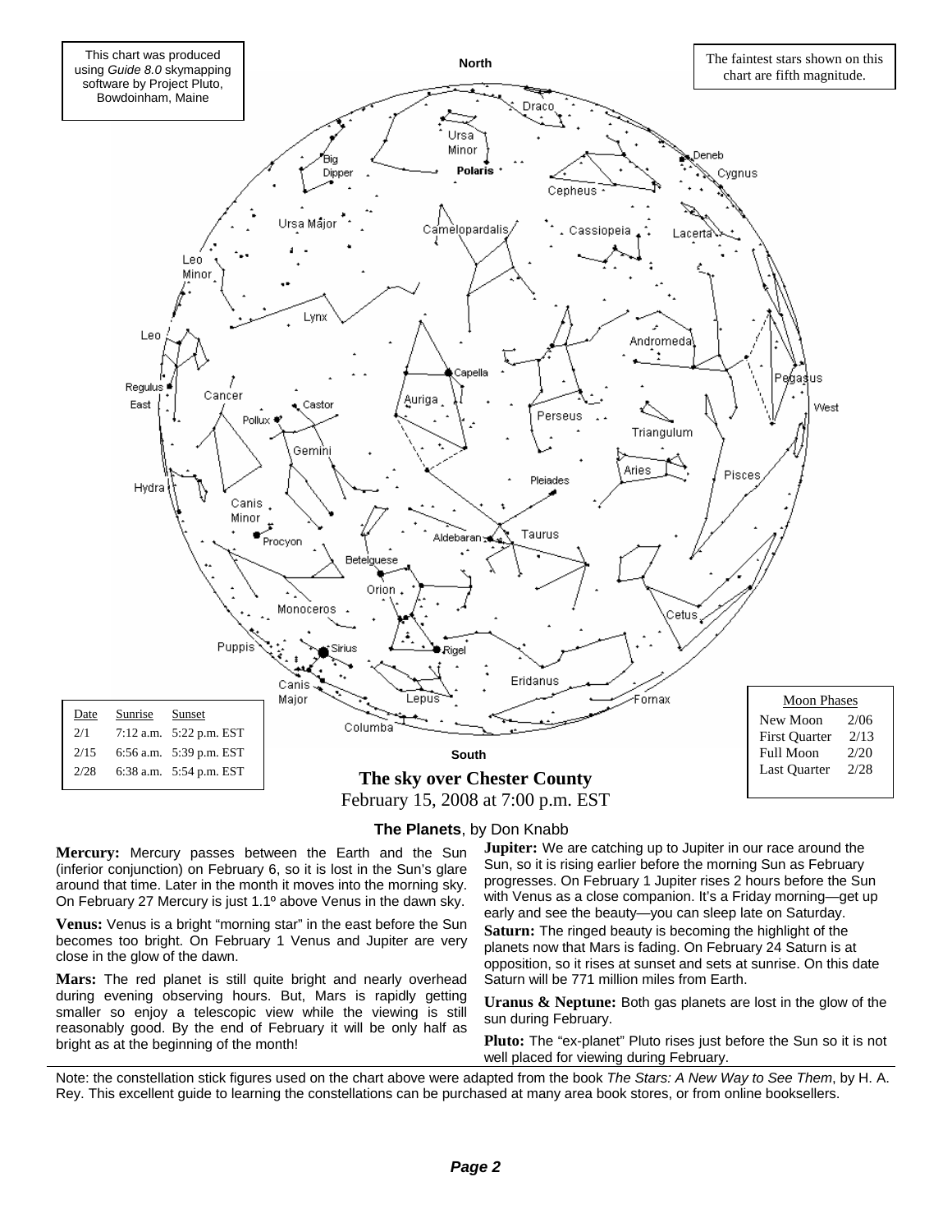This chart was produced using *Guide 8.0* skymapping software by Project Pluto, Bowdoinham, Maine

The faintest stars shown on this chart are fifth magnitude.

| Date | Sunrise | Sunset |
|---|---|---|
| 2/1 | 7:12 a.m. | 5:22 p.m. EST |
| 2/15 | 6:56 a.m. | 5:39 p.m. EST |
| 2/28 | 6:38 a.m. | 5:54 p.m. EST |

**The sky over Chester County**
February 15, 2008 at 7:00 p.m. EST

| Moon Phases | |
|---|---|
| New Moon | 2/06 |
| First Quarter | 2/13 |
| Full Moon | 2/20 |
| Last Quarter | 2/28 |

## The Planets, by Don Knabb

**Mercury:** Mercury passes between the Earth and the Sun (inferior conjunction) on February 6, so it is lost in the Sun's glare around that time. Later in the month it moves into the morning sky. On February 27 Mercury is just 1.1º above Venus in the dawn sky.

**Venus:** Venus is a bright "morning star" in the east before the Sun becomes too bright. On February 1 Venus and Jupiter are very close in the glow of the dawn.

**Mars:** The red planet is still quite bright and nearly overhead during evening observing hours. But, Mars is rapidly getting smaller so enjoy a telescopic view while the viewing is still reasonably good. By the end of February it will be only half as bright as at the beginning of the month!

**Jupiter:** We are catching up to Jupiter in our race around the Sun, so it is rising earlier before the morning Sun as February progresses. On February 1 Jupiter rises 2 hours before the Sun with Venus as a close companion. It's a Friday morning—get up early and see the beauty—you can sleep late on Saturday.

**Saturn:** The ringed beauty is becoming the highlight of the planets now that Mars is fading. On February 24 Saturn is at opposition, so it rises at sunset and sets at sunrise. On this date Saturn will be 771 million miles from Earth.

**Uranus & Neptune:** Both gas planets are lost in the glow of the sun during February.

**Pluto:** The "ex-planet" Pluto rises just before the Sun so it is not well placed for viewing during February.

Note: the constellation stick figures used on the chart above were adapted from the book *The Stars: A New Way to See Them*, by H. A. Rey. This excellent guide to learning the constellations can be purchased at many area book stores, or from online booksellers.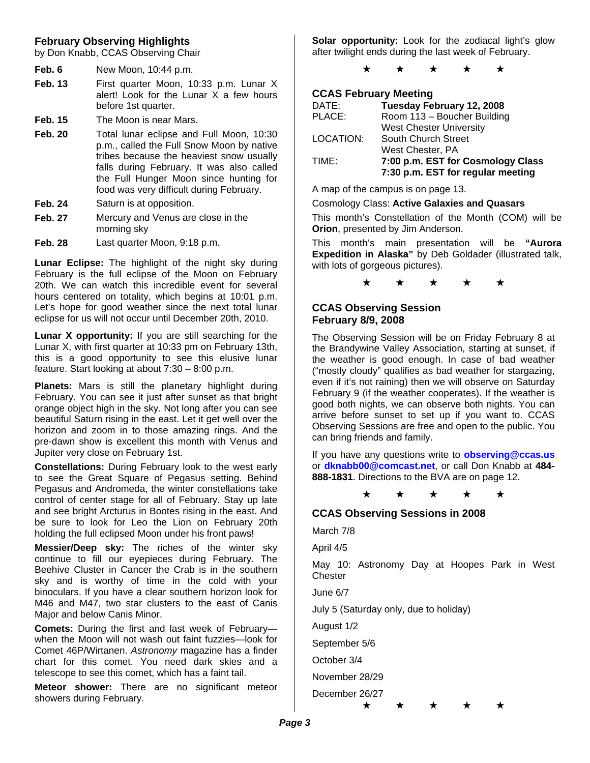## February Observing Highlights

by Don Knabb, CCAS Observing Chair

| | |
|---|---|
| **Feb. 6** | New Moon, 10:44 p.m. |
| **Feb. 13** | First quarter Moon, 10:33 p.m. Lunar X alert! Look for the Lunar X a few hours before 1st quarter. |
| **Feb. 15** | The Moon is near Mars. |
| **Feb. 20** | Total lunar eclipse and Full Moon, 10:30 p.m., called the Full Snow Moon by native tribes because the heaviest snow usually falls during February. It was also called the Full Hunger Moon since hunting for food was very difficult during February. |
| **Feb. 24** | Saturn is at opposition. |
| **Feb. 27** | Mercury and Venus are close in the morning sky |
| **Feb. 28** | Last quarter Moon, 9:18 p.m. |

**Lunar Eclipse:** The highlight of the night sky during February is the full eclipse of the Moon on February 20th. We can watch this incredible event for several hours centered on totality, which begins at 10:01 p.m. Let's hope for good weather since the next total lunar eclipse for us will not occur until December 20th, 2010.

**Lunar X opportunity:** If you are still searching for the Lunar X, with first quarter at 10:33 pm on February 13th, this is a good opportunity to see this elusive lunar feature. Start looking at about 7:30 – 8:00 p.m.

**Planets:** Mars is still the planetary highlight during February. You can see it just after sunset as that bright orange object high in the sky. Not long after you can see beautiful Saturn rising in the east. Let it get well over the horizon and zoom in to those amazing rings. And the pre-dawn show is excellent this month with Venus and Jupiter very close on February 1st.

**Constellations:** During February look to the west early to see the Great Square of Pegasus setting. Behind Pegasus and Andromeda, the winter constellations take control of center stage for all of February. Stay up late and see bright Arcturus in Bootes rising in the east. And be sure to look for Leo the Lion on February 20th holding the full eclipsed Moon under his front paws!

**Messier/Deep sky:** The riches of the winter sky continue to fill our eyepieces during February. The Beehive Cluster in Cancer the Crab is in the southern sky and is worthy of time in the cold with your binoculars. If you have a clear southern horizon look for M46 and M47, two star clusters to the east of Canis Major and below Canis Minor.

**Comets:** During the first and last week of February—when the Moon will not wash out faint fuzzies—look for Comet 46P/Wirtanen. *Astronomy* magazine has a finder chart for this comet. You need dark skies and a telescope to see this comet, which has a faint tail.

**Meteor shower:** There are no significant meteor showers during February.

**Solar opportunity:** Look for the zodiacal light's glow after twilight ends during the last week of February.

★ ★ ★ ★ ★

## CCAS February Meeting

| | |
|---|---|
| DATE: | **Tuesday February 12, 2008** |
| PLACE: | Room 113 – Boucher Building<br>West Chester University |
| LOCATION: | South Church Street<br>West Chester, PA |
| TIME: | **7:00 p.m. EST for Cosmology Class**<br>**7:30 p.m. EST for regular meeting** |

A map of the campus is on page 13.

Cosmology Class: **Active Galaxies and Quasars**

This month's Constellation of the Month (COM) will be **Orion**, presented by Jim Anderson.

This month's main presentation will be **"Aurora Expedition in Alaska"** by Deb Goldader (illustrated talk, with lots of gorgeous pictures).

★ ★ ★ ★ ★

## CCAS Observing Session February 8/9, 2008

The Observing Session will be on Friday February 8 at the Brandywine Valley Association, starting at sunset, if the weather is good enough. In case of bad weather ("mostly cloudy" qualifies as bad weather for stargazing, even if it's not raining) then we will observe on Saturday February 9 (if the weather cooperates). If the weather is good both nights, we can observe both nights. You can arrive before sunset to set up if you want to. CCAS Observing Sessions are free and open to the public. You can bring friends and family.

If you have any questions write to **observing@ccas.us** or **dknabb00@comcast.net**, or call Don Knabb at **484-888-1831**. Directions to the BVA are on page 12.

★ ★ ★ ★ ★

## CCAS Observing Sessions in 2008

March 7/8

April 4/5

May 10: Astronomy Day at Hoopes Park in West Chester

June 6/7

July 5 (Saturday only, due to holiday)

August 1/2

September 5/6

October 3/4

November 28/29

December 26/27

★ ★ ★ ★ ★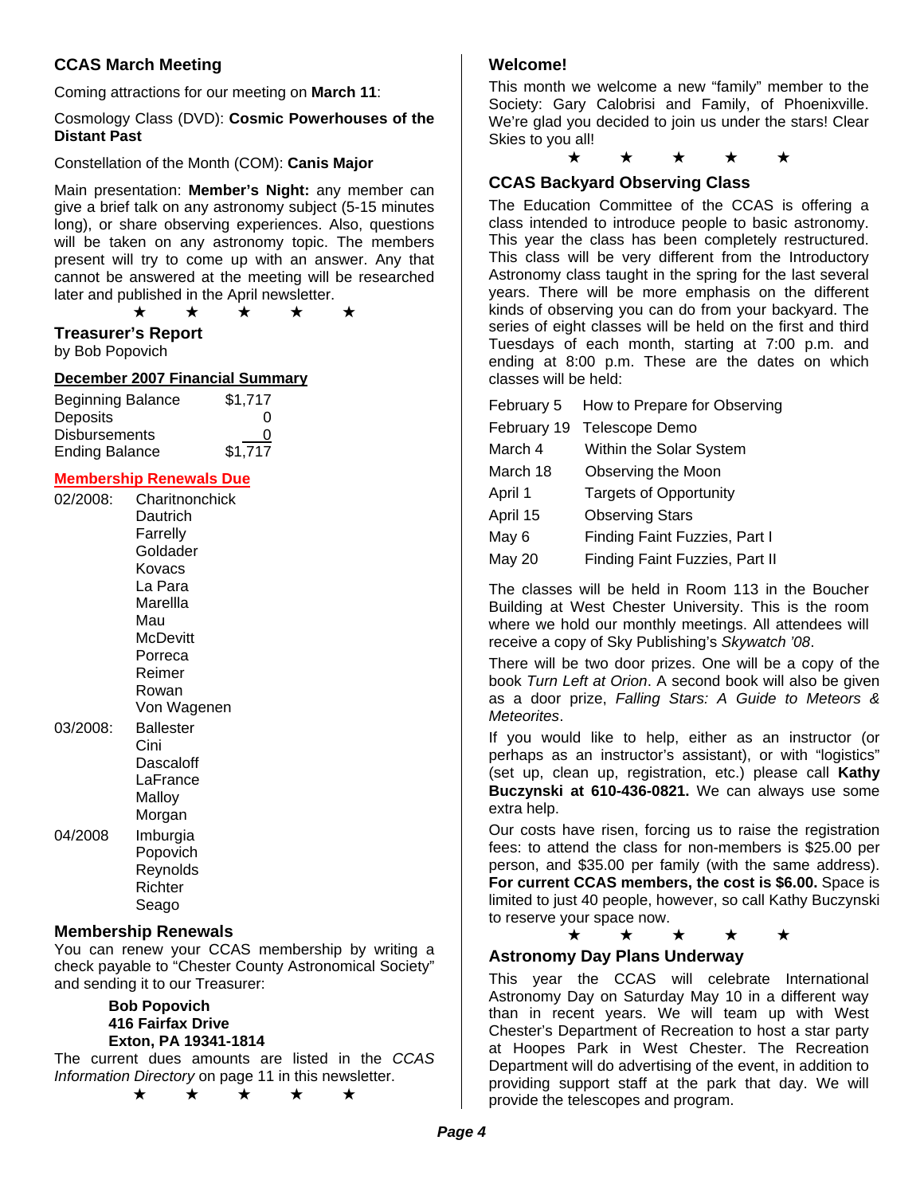## CCAS March Meeting

Coming attractions for our meeting on **March 11**:

Cosmology Class (DVD): **Cosmic Powerhouses of the Distant Past**

Constellation of the Month (COM): **Canis Major**

Main presentation: **Member's Night:** any member can give a brief talk on any astronomy subject (5-15 minutes long), or share observing experiences. Also, questions will be taken on any astronomy topic. The members present will try to come up with an answer. Any that cannot be answered at the meeting will be researched later and published in the April newsletter.

★ ★ ★ ★ ★

## Treasurer's Report

by Bob Popovich

**December 2007 Financial Summary**

| | |
|---|---|
| Beginning Balance | $1,717 |
| Deposits | 0 |
| Disbursements | 0 |
| Ending Balance | $1,717 |

**Membership Renewals Due**

| | |
|---|---|
| 02/2008: | Charitonchick |
| | Dautrich |
| | Farrelly |
| | Goldader |
| | Kovacs |
| | La Para |
| | Marellla |
| | Mau |
| | McDevitt |
| | Porreca |
| | Reimer |
| | Rowan |
| | Von Wagenen |
| 03/2008: | Ballester |
| | Cini |
| | Dascaloff |
| | LaFrance |
| | Malloy |
| | Morgan |
| 04/2008 | Imburgia |
| | Popovich |
| | Reynolds |
| | Richter |
| | Seago |

## Membership Renewals

You can renew your CCAS membership by writing a check payable to "Chester County Astronomical Society" and sending it to our Treasurer:

**Bob Popovich**
**416 Fairfax Drive**
**Exton, PA 19341-1814**

The current dues amounts are listed in the *CCAS Information Directory* on page 11 in this newsletter.

★ ★ ★ ★ ★

## Welcome!

This month we welcome a new "family" member to the Society: Gary Calobrisi and Family, of Phoenixville. We're glad you decided to join us under the stars! Clear Skies to you all!

★ ★ ★ ★ ★

## CCAS Backyard Observing Class

The Education Committee of the CCAS is offering a class intended to introduce people to basic astronomy. This year the class has been completely restructured. This class will be very different from the Introductory Astronomy class taught in the spring for the last several years. There will be more emphasis on the different kinds of observing you can do from your backyard. The series of eight classes will be held on the first and third Tuesdays of each month, starting at 7:00 p.m. and ending at 8:00 p.m. These are the dates on which classes will be held:

| | |
|---|---|
| February 5 | How to Prepare for Observing |
| February 19 | Telescope Demo |
| March 4 | Within the Solar System |
| March 18 | Observing the Moon |
| April 1 | Targets of Opportunity |
| April 15 | Observing Stars |
| May 6 | Finding Faint Fuzzies, Part I |
| May 20 | Finding Faint Fuzzies, Part II |

The classes will be held in Room 113 in the Boucher Building at West Chester University. This is the room where we hold our monthly meetings. All attendees will receive a copy of Sky Publishing's *Skywatch '08*.

There will be two door prizes. One will be a copy of the book *Turn Left at Orion*. A second book will also be given as a door prize, *Falling Stars: A Guide to Meteors & Meteorites*.

If you would like to help, either as an instructor (or perhaps as an instructor's assistant), or with "logistics" (set up, clean up, registration, etc.) please call **Kathy Buczynski at 610-436-0821.** We can always use some extra help.

Our costs have risen, forcing us to raise the registration fees: to attend the class for non-members is $25.00 per person, and $35.00 per family (with the same address). **For current CCAS members, the cost is $6.00.** Space is limited to just 40 people, however, so call Kathy Buczynski to reserve your space now.

★ ★ ★ ★ ★

## Astronomy Day Plans Underway

This year the CCAS will celebrate International Astronomy Day on Saturday May 10 in a different way than in recent years. We will team up with West Chester's Department of Recreation to host a star party at Hoopes Park in West Chester. The Recreation Department will do advertising of the event, in addition to providing support staff at the park that day. We will provide the telescopes and program.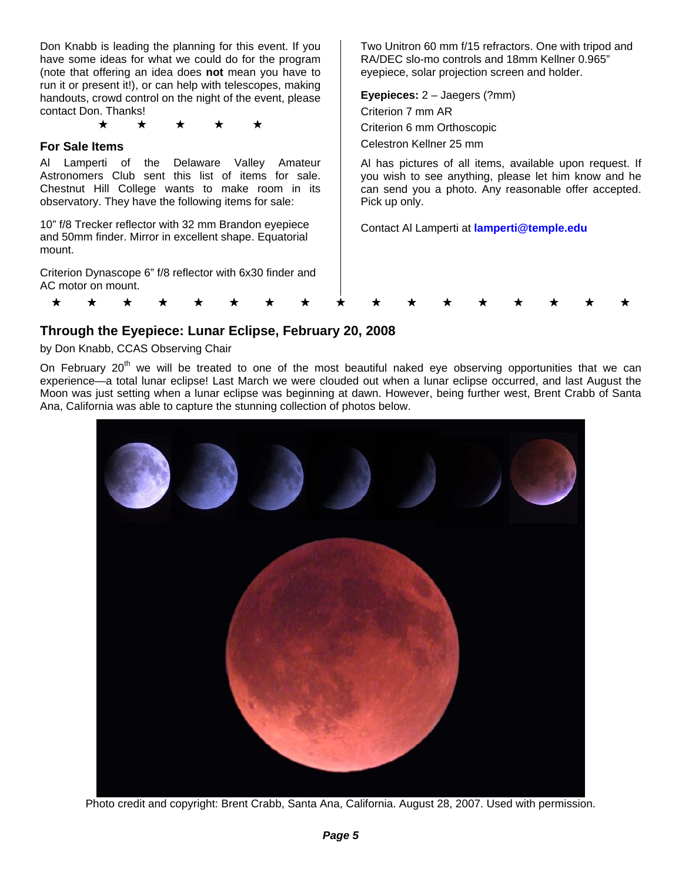Don Knabb is leading the planning for this event. If you have some ideas for what we could do for the program (note that offering an idea does **not** mean you have to run it or present it!), or can help with telescopes, making handouts, crowd control on the night of the event, please contact Don. Thanks!

★ ★ ★ ★ ★

### For Sale Items

Al Lamperti of the Delaware Valley Amateur Astronomers Club sent this list of items for sale. Chestnut Hill College wants to make room in its observatory. They have the following items for sale:

10" f/8 Trecker reflector with 32 mm Brandon eyepiece and 50mm finder. Mirror in excellent shape. Equatorial mount.

Criterion Dynascope 6" f/8 reflector with 6x30 finder and AC motor on mount.

Two Unitron 60 mm f/15 refractors. One with tripod and RA/DEC slo-mo controls and 18mm Kellner 0.965" eyepiece, solar projection screen and holder.

**Eyepieces:** 2 – Jaegers (?mm)

Criterion 7 mm AR

Criterion 6 mm Orthoscopic

Celestron Kellner 25 mm

Al has pictures of all items, available upon request. If you wish to see anything, please let him know and he can send you a photo. Any reasonable offer accepted. Pick up only.

Contact Al Lamperti at **lamperti@temple.edu**

★ ★ ★ ★ ★ ★ ★ ★ ★ ★ ★ ★ ★ ★ ★ ★ ★

## Through the Eyepiece: Lunar Eclipse, February 20, 2008

by Don Knabb, CCAS Observing Chair

On February 20th we will be treated to one of the most beautiful naked eye observing opportunities that we can experience—a total lunar eclipse! Last March we were clouded out when a lunar eclipse occurred, and last August the Moon was just setting when a lunar eclipse was beginning at dawn. However, being further west, Brent Crabb of Santa Ana, California was able to capture the stunning collection of photos below.

Photo credit and copyright: Brent Crabb, Santa Ana, California. August 28, 2007. Used with permission.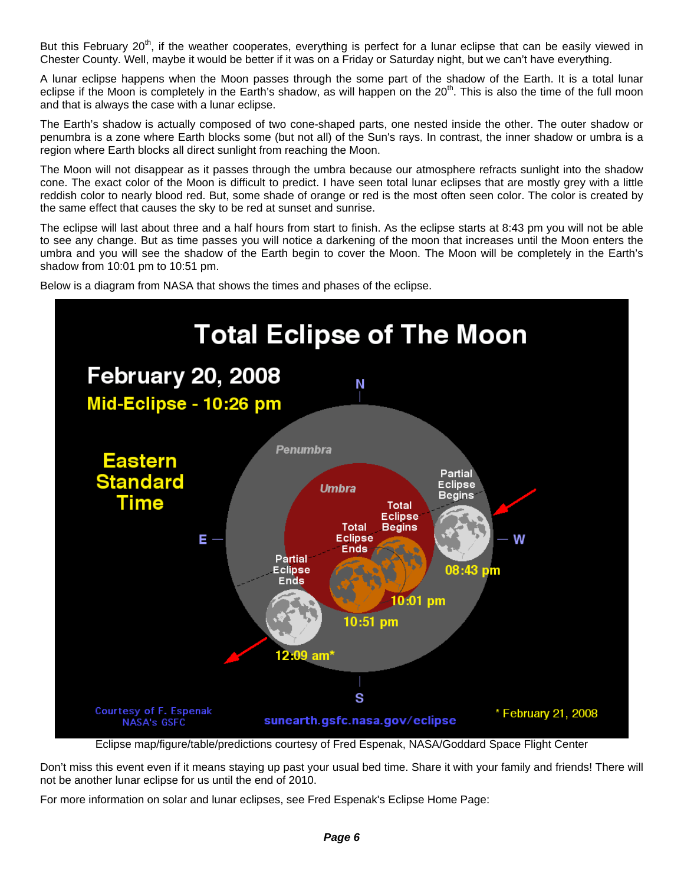But this February 20th, if the weather cooperates, everything is perfect for a lunar eclipse that can be easily viewed in Chester County. Well, maybe it would be better if it was on a Friday or Saturday night, but we can't have everything.

A lunar eclipse happens when the Moon passes through the some part of the shadow of the Earth. It is a total lunar eclipse if the Moon is completely in the Earth's shadow, as will happen on the 20th. This is also the time of the full moon and that is always the case with a lunar eclipse.

The Earth's shadow is actually composed of two cone-shaped parts, one nested inside the other. The outer shadow or penumbra is a zone where Earth blocks some (but not all) of the Sun's rays. In contrast, the inner shadow or umbra is a region where Earth blocks all direct sunlight from reaching the Moon.

The Moon will not disappear as it passes through the umbra because our atmosphere refracts sunlight into the shadow cone. The exact color of the Moon is difficult to predict. I have seen total lunar eclipses that are mostly grey with a little reddish color to nearly blood red. But, some shade of orange or red is the most often seen color. The color is created by the same effect that causes the sky to be red at sunset and sunrise.

The eclipse will last about three and a half hours from start to finish. As the eclipse starts at 8:43 pm you will not be able to see any change. But as time passes you will notice a darkening of the moon that increases until the Moon enters the umbra and you will see the shadow of the Earth begin to cover the Moon. The Moon will be completely in the Earth's shadow from 10:01 pm to 10:51 pm.

Below is a diagram from NASA that shows the times and phases of the eclipse.

Total Eclipse of The Moon

February 20, 2008

Mid-Eclipse - 10:26 pm

Eastern Standard Time

Penumbra · Umbra · Partial Eclipse Begins 08:43 pm · Total Eclipse Begins 10:01 pm · Total Eclipse Ends 10:51 pm · Partial Eclipse Ends 12:09 am*

\* February 21, 2008

Courtesy of F. Espenak NASA's GSFC — sunearth.gsfc.nasa.gov/eclipse

Eclipse map/figure/table/predictions courtesy of Fred Espenak, NASA/Goddard Space Flight Center

Don't miss this event even if it means staying up past your usual bed time. Share it with your family and friends! There will not be another lunar eclipse for us until the end of 2010.

For more information on solar and lunar eclipses, see Fred Espenak's Eclipse Home Page: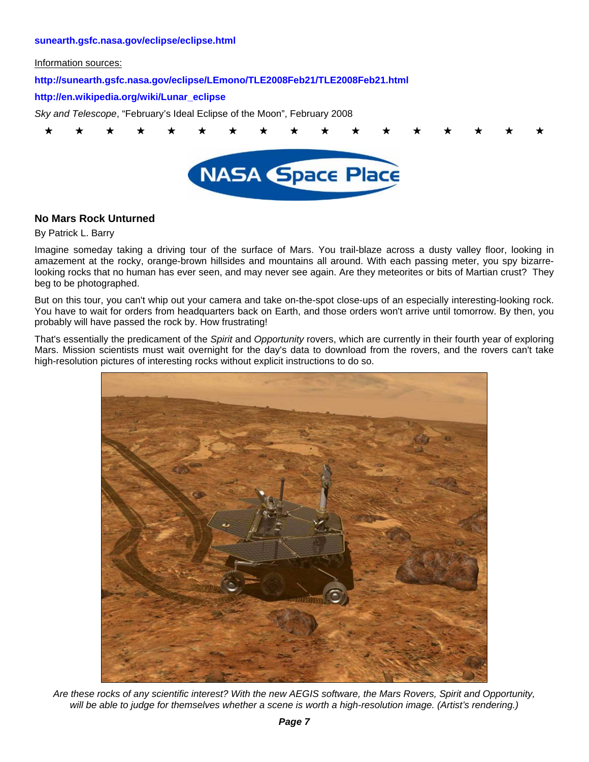**sunearth.gsfc.nasa.gov/eclipse/eclipse.html**

Information sources:

**http://sunearth.gsfc.nasa.gov/eclipse/LEmono/TLE2008Feb21/TLE2008Feb21.html**

**http://en.wikipedia.org/wiki/Lunar_eclipse**

*Sky and Telescope*, "February's Ideal Eclipse of the Moon", February 2008

★ ★ ★ ★ ★ ★ ★ ★ ★ ★ ★ ★ ★ ★ ★ ★ ★

NASA Space Place

### No Mars Rock Unturned

By Patrick L. Barry

Imagine someday taking a driving tour of the surface of Mars. You trail-blaze across a dusty valley floor, looking in amazement at the rocky, orange-brown hillsides and mountains all around. With each passing meter, you spy bizarre-looking rocks that no human has ever seen, and may never see again. Are they meteorites or bits of Martian crust? They beg to be photographed.

But on this tour, you can't whip out your camera and take on-the-spot close-ups of an especially interesting-looking rock. You have to wait for orders from headquarters back on Earth, and those orders won't arrive until tomorrow. By then, you probably will have passed the rock by. How frustrating!

That's essentially the predicament of the *Spirit* and *Opportunity* rovers, which are currently in their fourth year of exploring Mars. Mission scientists must wait overnight for the day's data to download from the rovers, and the rovers can't take high-resolution pictures of interesting rocks without explicit instructions to do so.

*Are these rocks of any scientific interest? With the new AEGIS software, the Mars Rovers, Spirit and Opportunity, will be able to judge for themselves whether a scene is worth a high-resolution image. (Artist's rendering.)*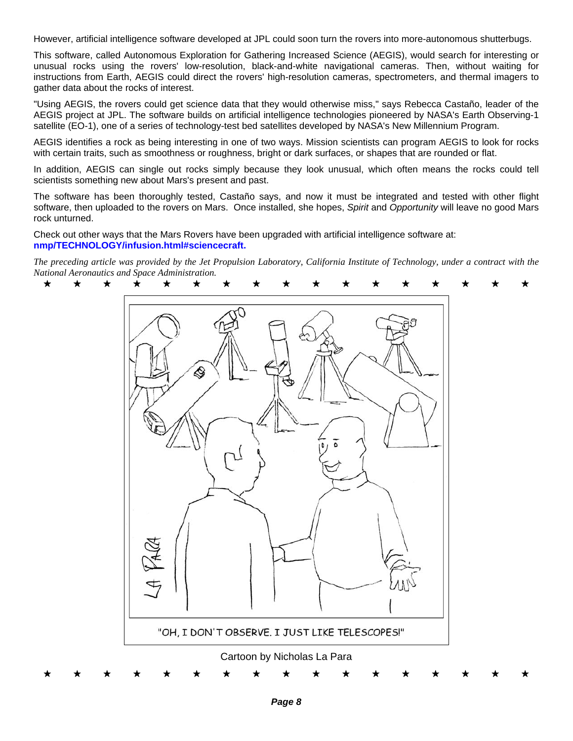However, artificial intelligence software developed at JPL could soon turn the rovers into more-autonomous shutterbugs.

This software, called Autonomous Exploration for Gathering Increased Science (AEGIS), would search for interesting or unusual rocks using the rovers' low-resolution, black-and-white navigational cameras. Then, without waiting for instructions from Earth, AEGIS could direct the rovers' high-resolution cameras, spectrometers, and thermal imagers to gather data about the rocks of interest.

"Using AEGIS, the rovers could get science data that they would otherwise miss," says Rebecca Castaño, leader of the AEGIS project at JPL. The software builds on artificial intelligence technologies pioneered by NASA's Earth Observing-1 satellite (EO-1), one of a series of technology-test bed satellites developed by NASA's New Millennium Program.

AEGIS identifies a rock as being interesting in one of two ways. Mission scientists can program AEGIS to look for rocks with certain traits, such as smoothness or roughness, bright or dark surfaces, or shapes that are rounded or flat.

In addition, AEGIS can single out rocks simply because they look unusual, which often means the rocks could tell scientists something new about Mars's present and past.

The software has been thoroughly tested, Castaño says, and now it must be integrated and tested with other flight software, then uploaded to the rovers on Mars. Once installed, she hopes, *Spirit* and *Opportunity* will leave no good Mars rock unturned.

Check out other ways that the Mars Rovers have been upgraded with artificial intelligence software at:
**nmp/TECHNOLOGY/infusion.html#sciencecraft.**

*The preceding article was provided by the Jet Propulsion Laboratory, California Institute of Technology, under a contract with the National Aeronautics and Space Administration.*

★ ★ ★ ★ ★ ★ ★ ★ ★ ★ ★ ★ ★ ★ ★ ★ ★

"OH, I DON'T OBSERVE. I JUST LIKE TELESCOPES!"

Cartoon by Nicholas La Para

★ ★ ★ ★ ★ ★ ★ ★ ★ ★ ★ ★ ★ ★ ★ ★ ★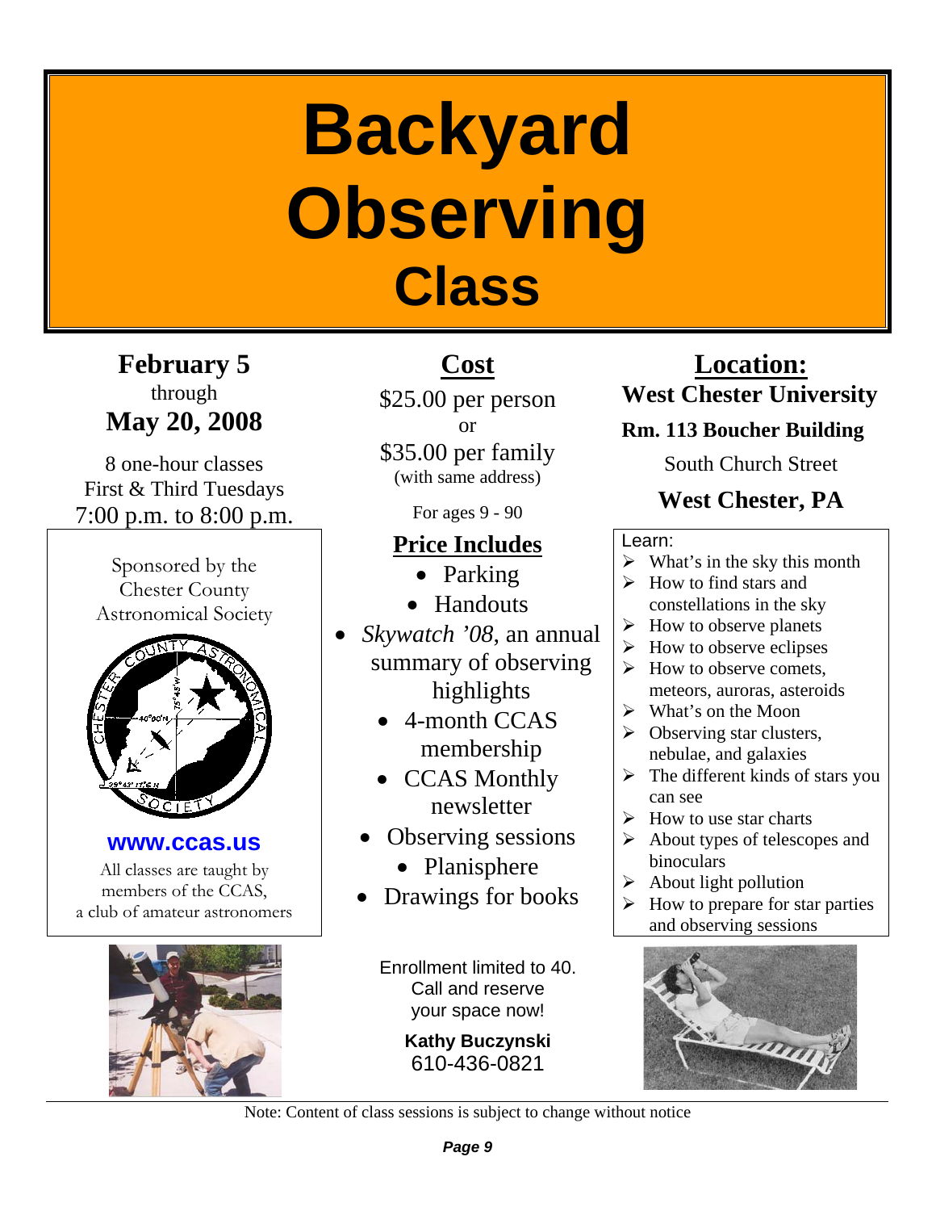# Backyard Observing Class

**February 5**
through
**May 20, 2008**

8 one-hour classes
First & Third Tuesdays
7:00 p.m. to 8:00 p.m.

Sponsored by the Chester County Astronomical Society

**www.ccas.us**

All classes are taught by members of the CCAS, a club of amateur astronomers

## Cost

$25.00 per person
or
$35.00 per family
(with same address)

For ages 9 - 90

## Price Includes

- Parking
- Handouts
- *Skywatch '08*, an annual summary of observing highlights
- 4-month CCAS membership
- CCAS Monthly newsletter
- Observing sessions
- Planisphere
- Drawings for books

Enrollment limited to 40.
Call and reserve your space now!

**Kathy Buczynski**
610-436-0821

## Location:

**West Chester University**
**Rm. 113 Boucher Building**
South Church Street
**West Chester, PA**

Learn:

- What's in the sky this month
- How to find stars and constellations in the sky
- How to observe planets
- How to observe eclipses
- How to observe comets, meteors, auroras, asteroids
- What's on the Moon
- Observing star clusters, nebulae, and galaxies
- The different kinds of stars you can see
- How to use star charts
- About types of telescopes and binoculars
- About light pollution
- How to prepare for star parties and observing sessions

Note: Content of class sessions is subject to change without notice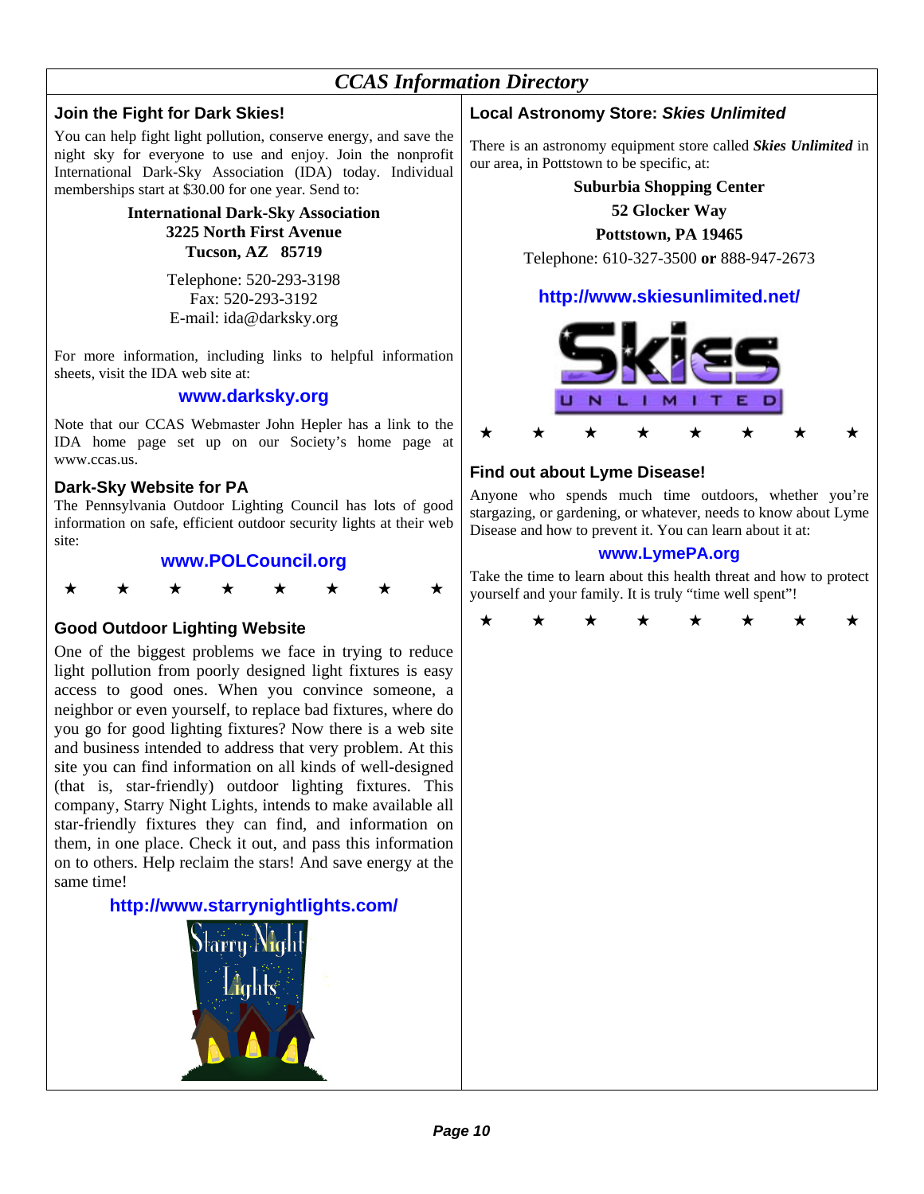# *CCAS Information Directory*

## Join the Fight for Dark Skies!

You can help fight light pollution, conserve energy, and save the night sky for everyone to use and enjoy. Join the nonprofit International Dark-Sky Association (IDA) today. Individual memberships start at $30.00 for one year. Send to:

**International Dark-Sky Association**
**3225 North First Avenue**
**Tucson, AZ 85719**

Telephone: 520-293-3198
Fax: 520-293-3192
E-mail: ida@darksky.org

For more information, including links to helpful information sheets, visit the IDA web site at:

**www.darksky.org**

Note that our CCAS Webmaster John Hepler has a link to the IDA home page set up on our Society's home page at www.ccas.us.

## Dark-Sky Website for PA

The Pennsylvania Outdoor Lighting Council has lots of good information on safe, efficient outdoor security lights at their web site:

**www.POLCouncil.org**

★ ★ ★ ★ ★ ★ ★ ★

## Good Outdoor Lighting Website

One of the biggest problems we face in trying to reduce light pollution from poorly designed light fixtures is easy access to good ones. When you convince someone, a neighbor or even yourself, to replace bad fixtures, where do you go for good lighting fixtures? Now there is a web site and business intended to address that very problem. At this site you can find information on all kinds of well-designed (that is, star-friendly) outdoor lighting fixtures. This company, Starry Night Lights, intends to make available all star-friendly fixtures they can find, and information on them, in one place. Check it out, and pass this information on to others. Help reclaim the stars! And save energy at the same time!

**http://www.starrynightlights.com/**

## Local Astronomy Store: *Skies Unlimited*

There is an astronomy equipment store called ***Skies Unlimited*** in our area, in Pottstown to be specific, at:

**Suburbia Shopping Center**
**52 Glocker Way**
**Pottstown, PA 19465**

Telephone: 610-327-3500 **or** 888-947-2673

**http://www.skiesunlimited.net/**

★ ★ ★ ★ ★ ★ ★ ★

## Find out about Lyme Disease!

Anyone who spends much time outdoors, whether you're stargazing, or gardening, or whatever, needs to know about Lyme Disease and how to prevent it. You can learn about it at:

**www.LymePA.org**

Take the time to learn about this health threat and how to protect yourself and your family. It is truly "time well spent"!

★ ★ ★ ★ ★ ★ ★ ★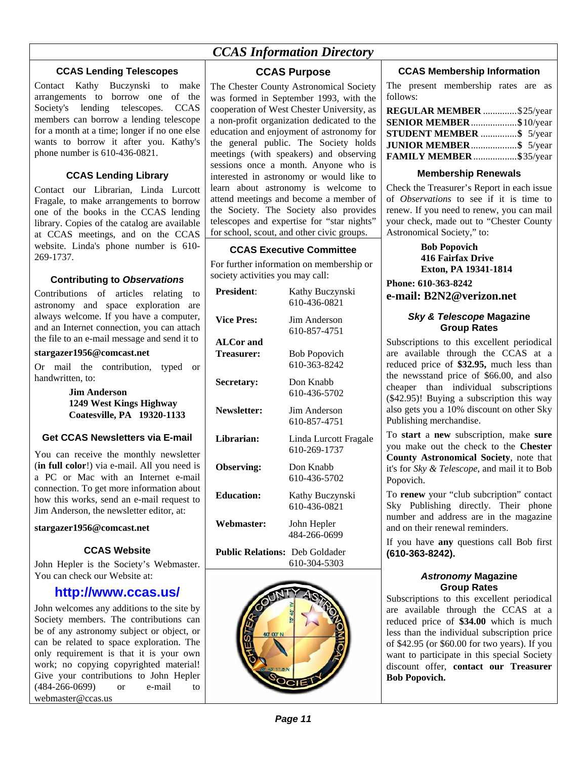# CCAS Information Directory

## CCAS Lending Telescopes

Contact Kathy Buczynski to make arrangements to borrow one of the Society's lending telescopes. CCAS members can borrow a lending telescope for a month at a time; longer if no one else wants to borrow it after you. Kathy's phone number is 610-436-0821.

## CCAS Lending Library

Contact our Librarian, Linda Lurcott Fragale, to make arrangements to borrow one of the books in the CCAS lending library. Copies of the catalog are available at CCAS meetings, and on the CCAS website. Linda's phone number is 610-269-1737.

## Contributing to *Observations*

Contributions of articles relating to astronomy and space exploration are always welcome. If you have a computer, and an Internet connection, you can attach the file to an e-mail message and send it to

**stargazer1956@comcast.net**

Or mail the contribution, typed or handwritten, to:

**Jim Anderson**
**1249 West Kings Highway**
**Coatesville, PA 19320-1133**

## Get CCAS Newsletters via E-mail

You can receive the monthly newsletter (**in full color**!) via e-mail. All you need is a PC or Mac with an Internet e-mail connection. To get more information about how this works, send an e-mail request to Jim Anderson, the newsletter editor, at:

**stargazer1956@comcast.net**

## CCAS Website

John Hepler is the Society's Webmaster. You can check our Website at:

**http://www.ccas.us/**

John welcomes any additions to the site by Society members. The contributions can be of any astronomy subject or object, or can be related to space exploration. The only requirement is that it is your own work; no copying copyrighted material! Give your contributions to John Hepler (484-266-0699) or e-mail to webmaster@ccas.us

## CCAS Purpose

The Chester County Astronomical Society was formed in September 1993, with the cooperation of West Chester University, as a non-profit organization dedicated to the education and enjoyment of astronomy for the general public. The Society holds meetings (with speakers) and observing sessions once a month. Anyone who is interested in astronomy or would like to learn about astronomy is welcome to attend meetings and become a member of the Society. The Society also provides telescopes and expertise for "star nights" for school, scout, and other civic groups.

## CCAS Executive Committee

For further information on membership or society activities you may call:

| Position | Name / Phone |
|---|---|
| **President**: | Kathy Buczynski 610-436-0821 |
| **Vice Pres:** | Jim Anderson 610-857-4751 |
| **ALCor and Treasurer:** | Bob Popovich 610-363-8242 |
| **Secretary:** | Don Knabb 610-436-5702 |
| **Newsletter:** | Jim Anderson 610-857-4751 |
| **Librarian:** | Linda Lurcott Fragale 610-269-1737 |
| **Observing:** | Don Knabb 610-436-5702 |
| **Education:** | Kathy Buczynski 610-436-0821 |
| **Webmaster:** | John Hepler 484-266-0699 |
| **Public Relations:** | Deb Goldader 610-304-5303 |

## CCAS Membership Information

The present membership rates are as follows:

**REGULAR MEMBER** ..............$25/year
**SENIOR MEMBER**...................$10/year
**STUDENT MEMBER** ...............$ 5/year
**JUNIOR MEMBER**...................$ 5/year
**FAMILY MEMBER**..................$35/year

## Membership Renewals

Check the Treasurer's Report in each issue of *Observations* to see if it is time to renew. If you need to renew, you can mail your check, made out to "Chester County Astronomical Society," to:

**Bob Popovich**
**416 Fairfax Drive**
**Exton, PA 19341-1814**

**Phone: 610-363-8242**
**e-mail: B2N2@verizon.net**

## *Sky & Telescope* Magazine Group Rates

Subscriptions to this excellent periodical are available through the CCAS at a reduced price of **$32.95,** much less than the newsstand price of $66.00, and also cheaper than individual subscriptions ($42.95)! Buying a subscription this way also gets you a 10% discount on other Sky Publishing merchandise.

To **start** a **new** subscription, make **sure** you make out the check to the **Chester County Astronomical Society**, note that it's for *Sky & Telescope*, and mail it to Bob Popovich.

To **renew** your "club subcription" contact Sky Publishing directly. Their phone number and address are in the magazine and on their renewal reminders.

If you have **any** questions call Bob first **(610-363-8242).**

## *Astronomy* Magazine Group Rates

Subscriptions to this excellent periodical are available through the CCAS at a reduced price of **$34.00** which is much less than the individual subscription price of $42.95 (or $60.00 for two years). If you want to participate in this special Society discount offer, **contact our Treasurer Bob Popovich.**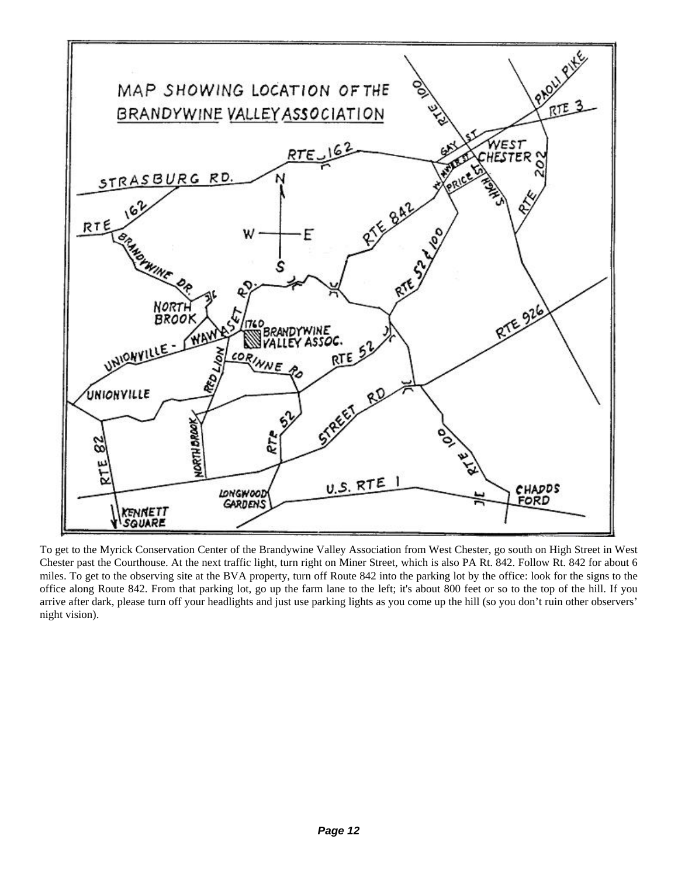To get to the Myrick Conservation Center of the Brandywine Valley Association from West Chester, go south on High Street in West Chester past the Courthouse. At the next traffic light, turn right on Miner Street, which is also PA Rt. 842. Follow Rt. 842 for about 6 miles. To get to the observing site at the BVA property, turn off Route 842 into the parking lot by the office: look for the signs to the office along Route 842. From that parking lot, go up the farm lane to the left; it's about 800 feet or so to the top of the hill. If you arrive after dark, please turn off your headlights and just use parking lights as you come up the hill (so you don't ruin other observers' night vision).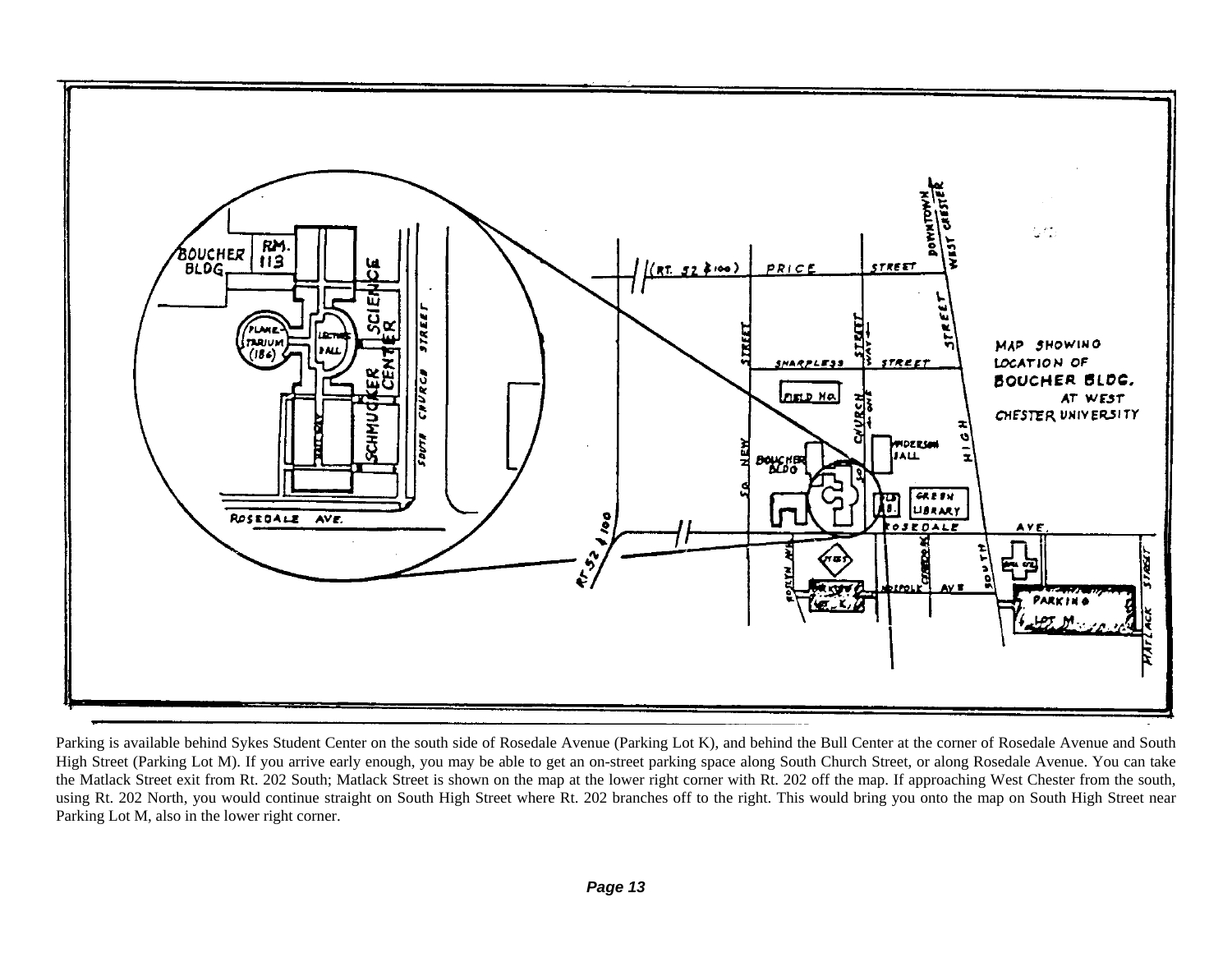MAP SHOWING LOCATION OF BOUCHER BLDG. AT WEST CHESTER UNIVERSITY

BOUCHER BLDG

RM. 113

PLANETARIUM (186)

LECTURE HALL

SCHMUCKER SCIENCE CENTER

SOUTH CHURCH STREET

ROSEDALE AVE.

(RT. 52 & 100)

PRICE STREET

DOWNTOWN WEST CHESTER

HIGH STREET

SHARPLESS STREET

SO. NEW STREET

CHURCH STREET ONE WAY

FIELD HO.

ANDERSON HALL

GREEN LIBRARY

ROSEDALE AVE.

RT 52 & 100

NORFOLK AVE

SOUTH

PARKING LOT M

MATLACK STREET

Parking is available behind Sykes Student Center on the south side of Rosedale Avenue (Parking Lot K), and behind the Bull Center at the corner of Rosedale Avenue and South High Street (Parking Lot M). If you arrive early enough, you may be able to get an on-street parking space along South Church Street, or along Rosedale Avenue. You can take the Matlack Street exit from Rt. 202 South; Matlack Street is shown on the map at the lower right corner with Rt. 202 off the map. If approaching West Chester from the south, using Rt. 202 North, you would continue straight on South High Street where Rt. 202 branches off to the right. This would bring you onto the map on South High Street near Parking Lot M, also in the lower right corner.